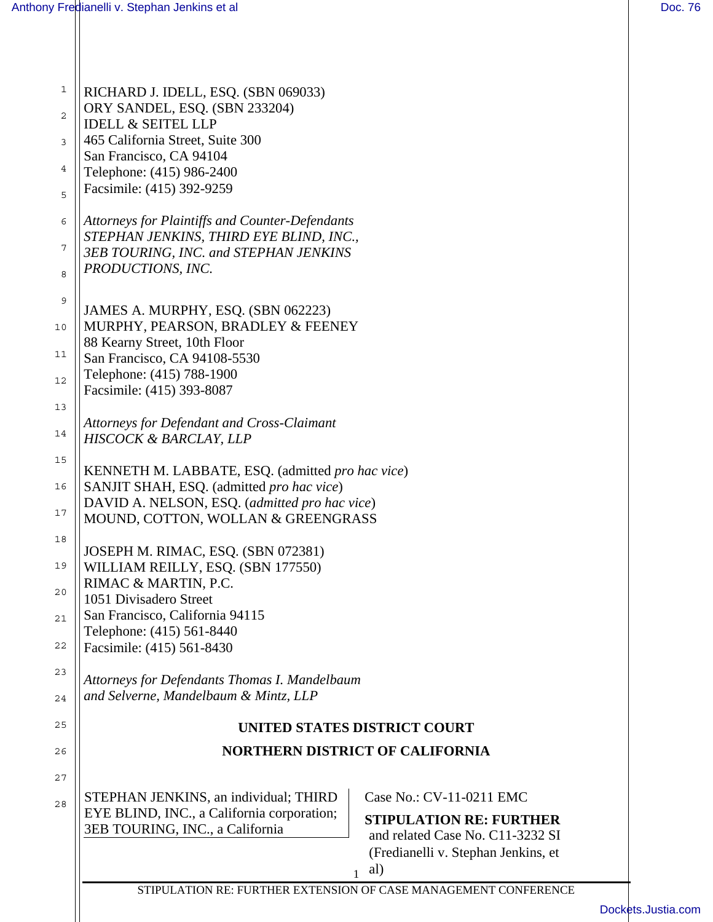RICHARD J. IDELL, ESQ. (SBN 069033)
ORY SANDEL, ESQ. (SBN 233204)
IDELL & SEITEL LLP
465 California Street, Suite 300
San Francisco, CA 94104
Telephone: (415) 986-2400
Facsimile: (415) 392-9259

*Attorneys for Plaintiffs and Counter-Defendants STEPHAN JENKINS, THIRD EYE BLIND, INC., 3EB TOURING, INC. and STEPHAN JENKINS PRODUCTIONS, INC.*

JAMES A. MURPHY, ESQ. (SBN 062223)
MURPHY, PEARSON, BRADLEY & FEENEY
88 Kearny Street, 10th Floor
San Francisco, CA 94108-5530
Telephone: (415) 788-1900
Facsimile: (415) 393-8087

*Attorneys for Defendant and Cross-Claimant HISCOCK & BARCLAY, LLP*

KENNETH M. LABBATE, ESQ. (admitted *pro hac vice*)
SANJIT SHAH, ESQ. (admitted *pro hac vice*)
DAVID A. NELSON, ESQ. (*admitted pro hac vice*)
MOUND, COTTON, WOLLAN & GREENGRASS

JOSEPH M. RIMAC, ESQ. (SBN 072381)
WILLIAM REILLY, ESQ. (SBN 177550)
RIMAC & MARTIN, P.C.
1051 Divisadero Street
San Francisco, California 94115
Telephone: (415) 561-8440
Facsimile: (415) 561-8430

*Attorneys for Defendants Thomas I. Mandelbaum and Selverne, Mandelbaum & Mintz, LLP*

**UNITED STATES DISTRICT COURT**

**NORTHERN DISTRICT OF CALIFORNIA**

STEPHAN JENKINS, an individual; THIRD EYE BLIND, INC., a California corporation; 3EB TOURING, INC., a California

Case No.: CV-11-0211 EMC

**STIPULATION RE: FURTHER**

and related Case No. C11-3232 SI (Fredianelli v. Stephan Jenkins, et al)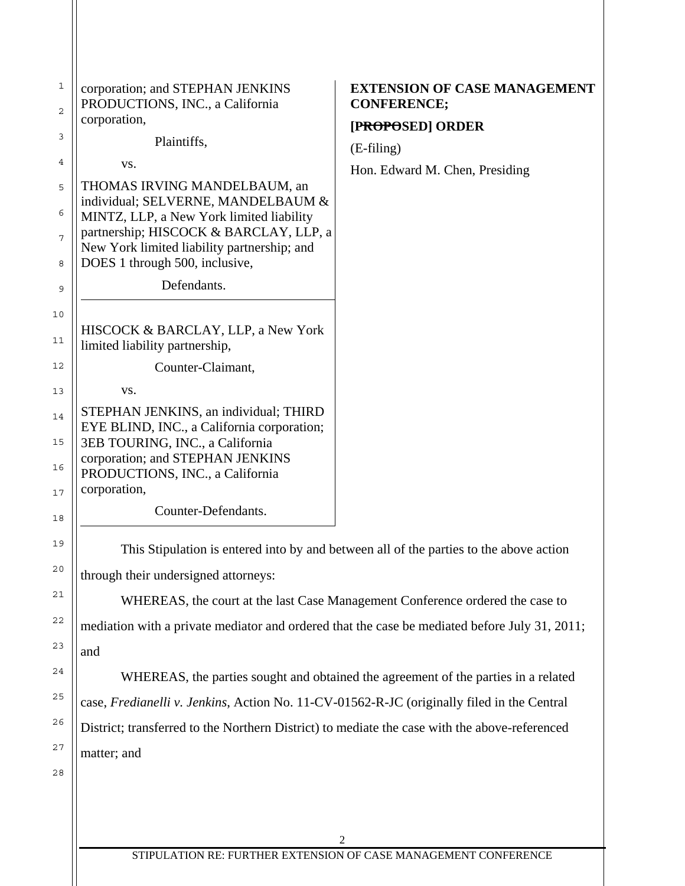corporation; and STEPHAN JENKINS PRODUCTIONS, INC., a California corporation,

Plaintiffs,

vs.

THOMAS IRVING MANDELBAUM, an individual; SELVERNE, MANDELBAUM & MINTZ, LLP, a New York limited liability partnership; HISCOCK & BARCLAY, LLP, a New York limited liability partnership; and DOES 1 through 500, inclusive,

Defendants.

HISCOCK & BARCLAY, LLP, a New York limited liability partnership,

Counter-Claimant,

vs.

STEPHAN JENKINS, an individual; THIRD EYE BLIND, INC., a California corporation; 3EB TOURING, INC., a California corporation; and STEPHAN JENKINS PRODUCTIONS, INC., a California corporation,

Counter-Defendants.

**EXTENSION OF CASE MANAGEMENT CONFERENCE;**

**[~~PROPO~~SED] ORDER**

(E-filing)

Hon. Edward M. Chen, Presiding

This Stipulation is entered into by and between all of the parties to the above action through their undersigned attorneys:

WHEREAS, the court at the last Case Management Conference ordered the case to mediation with a private mediator and ordered that the case be mediated before July 31, 2011; and

WHEREAS, the parties sought and obtained the agreement of the parties in a related case, *Fredianelli v. Jenkins*, Action No. 11-CV-01562-R-JC (originally filed in the Central District; transferred to the Northern District) to mediate the case with the above-referenced matter; and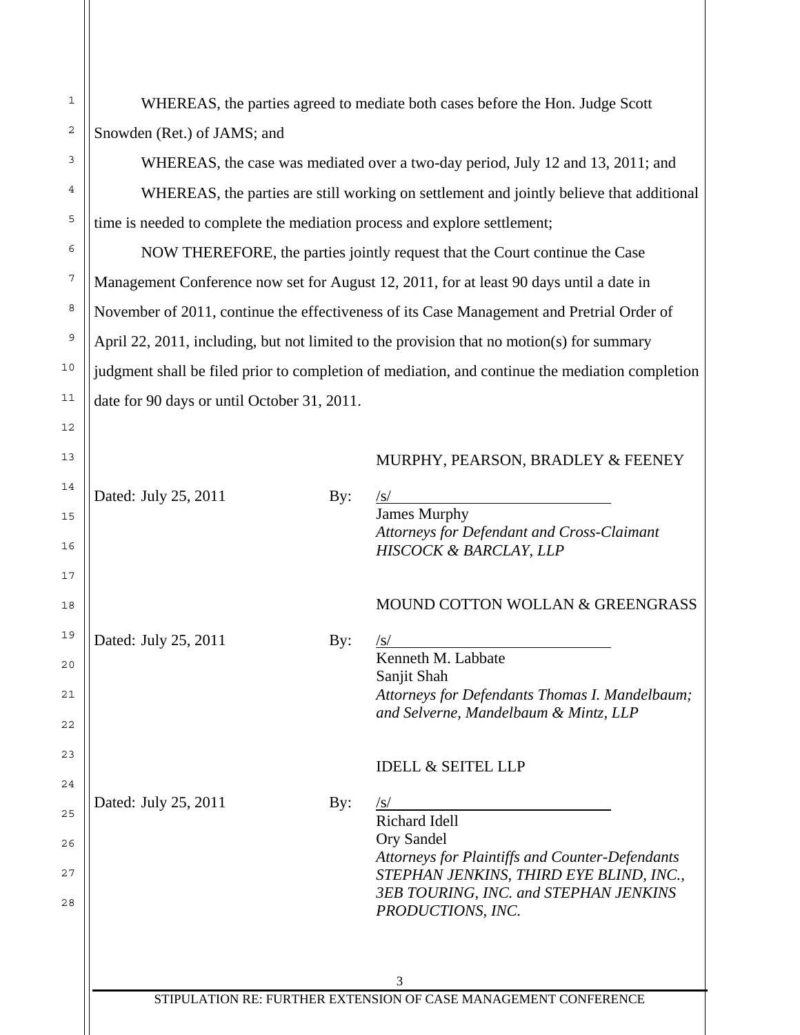WHEREAS, the parties agreed to mediate both cases before the Hon. Judge Scott Snowden (Ret.) of JAMS; and

WHEREAS, the case was mediated over a two-day period, July 12 and 13, 2011; and

WHEREAS, the parties are still working on settlement and jointly believe that additional time is needed to complete the mediation process and explore settlement;

NOW THEREFORE, the parties jointly request that the Court continue the Case Management Conference now set for August 12, 2011, for at least 90 days until a date in November of 2011, continue the effectiveness of its Case Management and Pretrial Order of April 22, 2011, including, but not limited to the provision that no motion(s) for summary judgment shall be filed prior to completion of mediation, and continue the mediation completion date for 90 days or until October 31, 2011.

MURPHY, PEARSON, BRADLEY & FEENEY

Dated: July 25, 2011 By: /s/
James Murphy
*Attorneys for Defendant and Cross-Claimant HISCOCK & BARCLAY, LLP*

MOUND COTTON WOLLAN & GREENGRASS

Dated: July 25, 2011 By: /s/
Kenneth M. Labbate
Sanjit Shah
*Attorneys for Defendants Thomas I. Mandelbaum; and Selverne, Mandelbaum & Mintz, LLP*

IDELL & SEITEL LLP

Dated: July 25, 2011 By: /s/
Richard Idell
Ory Sandel
*Attorneys for Plaintiffs and Counter-Defendants STEPHAN JENKINS, THIRD EYE BLIND, INC., 3EB TOURING, INC. and STEPHAN JENKINS PRODUCTIONS, INC.*

STIPULATION RE: FURTHER EXTENSION OF CASE MANAGEMENT CONFERENCE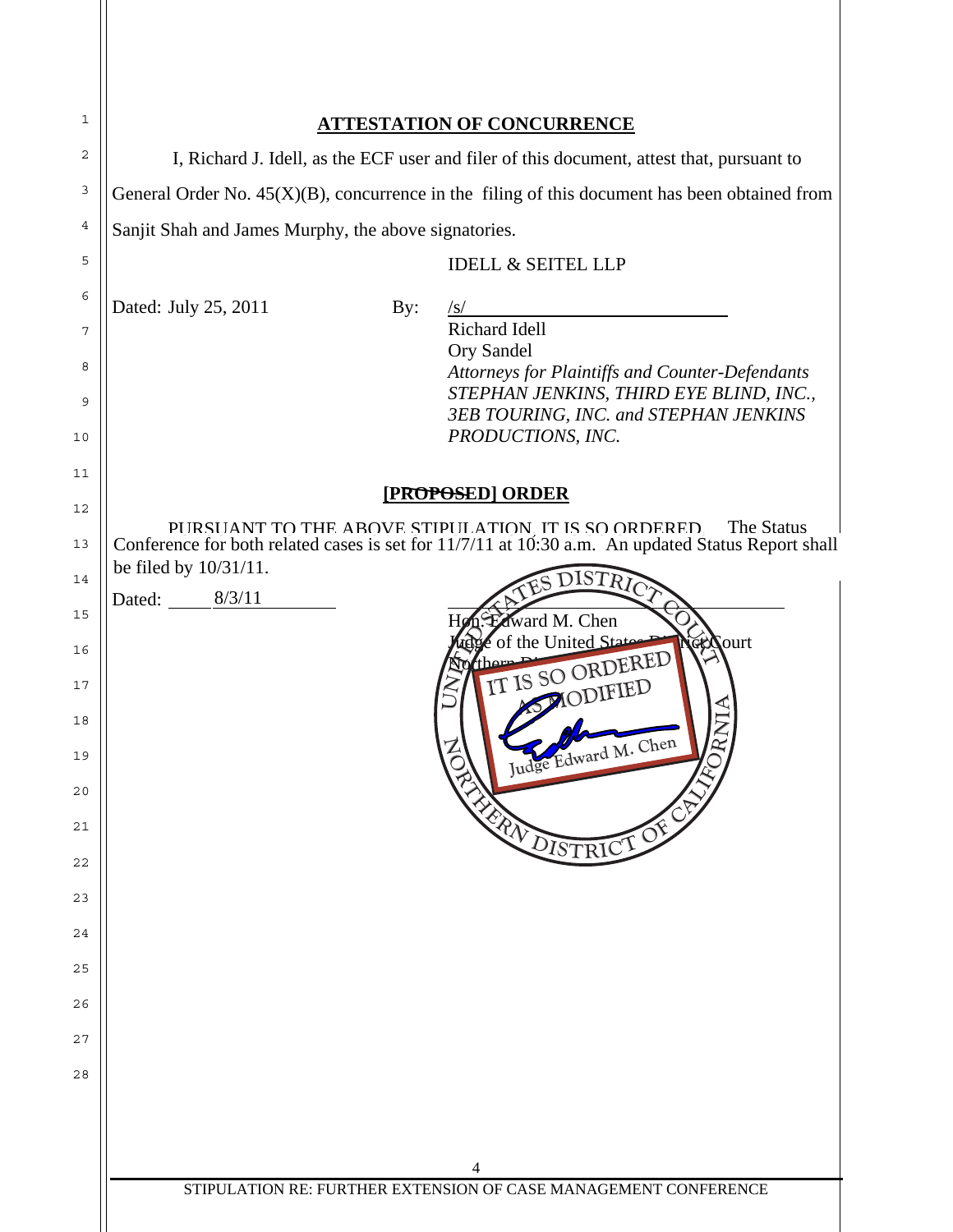**ATTESTATION OF CONCURRENCE**

I, Richard J. Idell, as the ECF user and filer of this document, attest that, pursuant to General Order No. 45(X)(B), concurrence in the filing of this document has been obtained from Sanjit Shah and James Murphy, the above signatories.

IDELL & SEITEL LLP

Dated: July 25, 2011

By: /s/
Richard Idell
Ory Sandel
*Attorneys for Plaintiffs and Counter-Defendants STEPHAN JENKINS, THIRD EYE BLIND, INC., 3EB TOURING, INC. and STEPHAN JENKINS PRODUCTIONS, INC.*

**[~~PROPOSED~~] ORDER**

PURSUANT TO THE ABOVE STIPULATION, IT IS SO ORDERED. The Status Conference for both related cases is set for 11/7/11 at 10:30 a.m. An updated Status Report shall be filed by 10/31/11.

Dated: 8/3/11

Hon. Edward M. Chen
Judge of the United States District Court
Northern District of California

UNITED STATES DISTRICT COURT
IT IS SO ORDERED AS MODIFIED
Judge Edward M. Chen
NORTHERN DISTRICT OF CALIFORNIA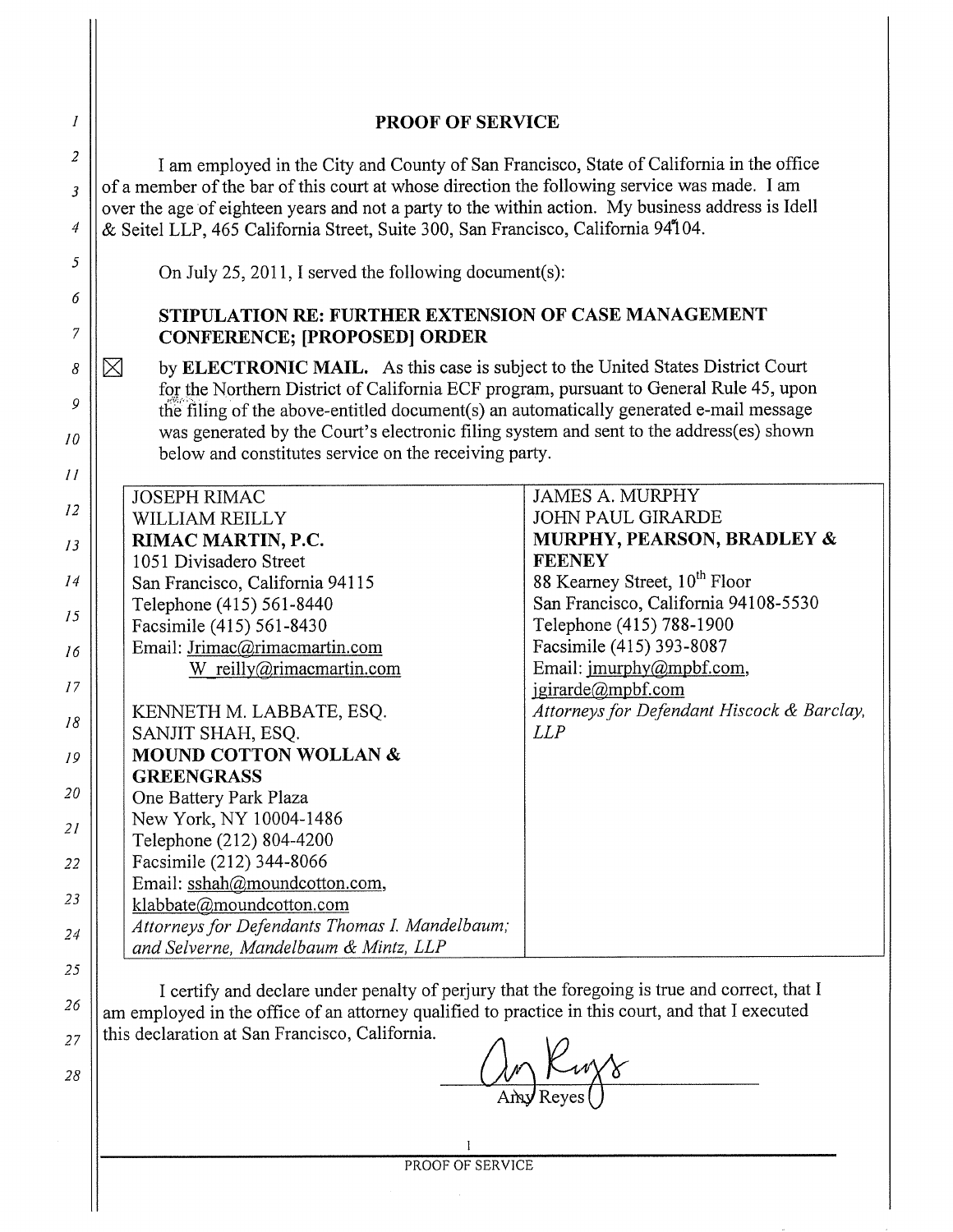# PROOF OF SERVICE

I am employed in the City and County of San Francisco, State of California in the office of a member of the bar of this court at whose direction the following service was made. I am over the age of eighteen years and not a party to the within action. My business address is Idell & Seitel LLP, 465 California Street, Suite 300, San Francisco, California 94104.

On July 25, 2011, I served the following document(s):

**STIPULATION RE: FURTHER EXTENSION OF CASE MANAGEMENT CONFERENCE; [PROPOSED] ORDER**

☒ by **ELECTRONIC MAIL.** As this case is subject to the United States District Court for the Northern District of California ECF program, pursuant to General Rule 45, upon the filing of the above-entitled document(s) an automatically generated e-mail message was generated by the Court's electronic filing system and sent to the address(es) shown below and constitutes service on the receiving party.

| | |
|---|---|
| JOSEPH RIMAC<br>WILLIAM REILLY<br>**RIMAC MARTIN, P.C.**<br>1051 Divisadero Street<br>San Francisco, California 94115<br>Telephone (415) 561-8440<br>Facsimile (415) 561-8430<br>Email: Jrimac@rimacmartin.com<br>W_reilly@rimacmartin.com<br><br>KENNETH M. LABBATE, ESQ.<br>SANJIT SHAH, ESQ.<br>**MOUND COTTON WOLLAN & GREENGRASS**<br>One Battery Park Plaza<br>New York, NY 10004-1486<br>Telephone (212) 804-4200<br>Facsimile (212) 344-8066<br>Email: sshah@moundcotton.com, klabbate@moundcotton.com<br>*Attorneys for Defendants Thomas I. Mandelbaum; and Selverne, Mandelbaum & Mintz, LLP* | JAMES A. MURPHY<br>JOHN PAUL GIRARDE<br>**MURPHY, PEARSON, BRADLEY & FEENEY**<br>88 Kearney Street, 10th Floor<br>San Francisco, California 94108-5530<br>Telephone (415) 788-1900<br>Facsimile (415) 393-8087<br>Email: jmurphy@mpbf.com, jgirarde@mpbf.com<br>*Attorneys for Defendant Hiscock & Barclay, LLP* |

I certify and declare under penalty of perjury that the foregoing is true and correct, that I am employed in the office of an attorney qualified to practice in this court, and that I executed this declaration at San Francisco, California.

Amy Reyes